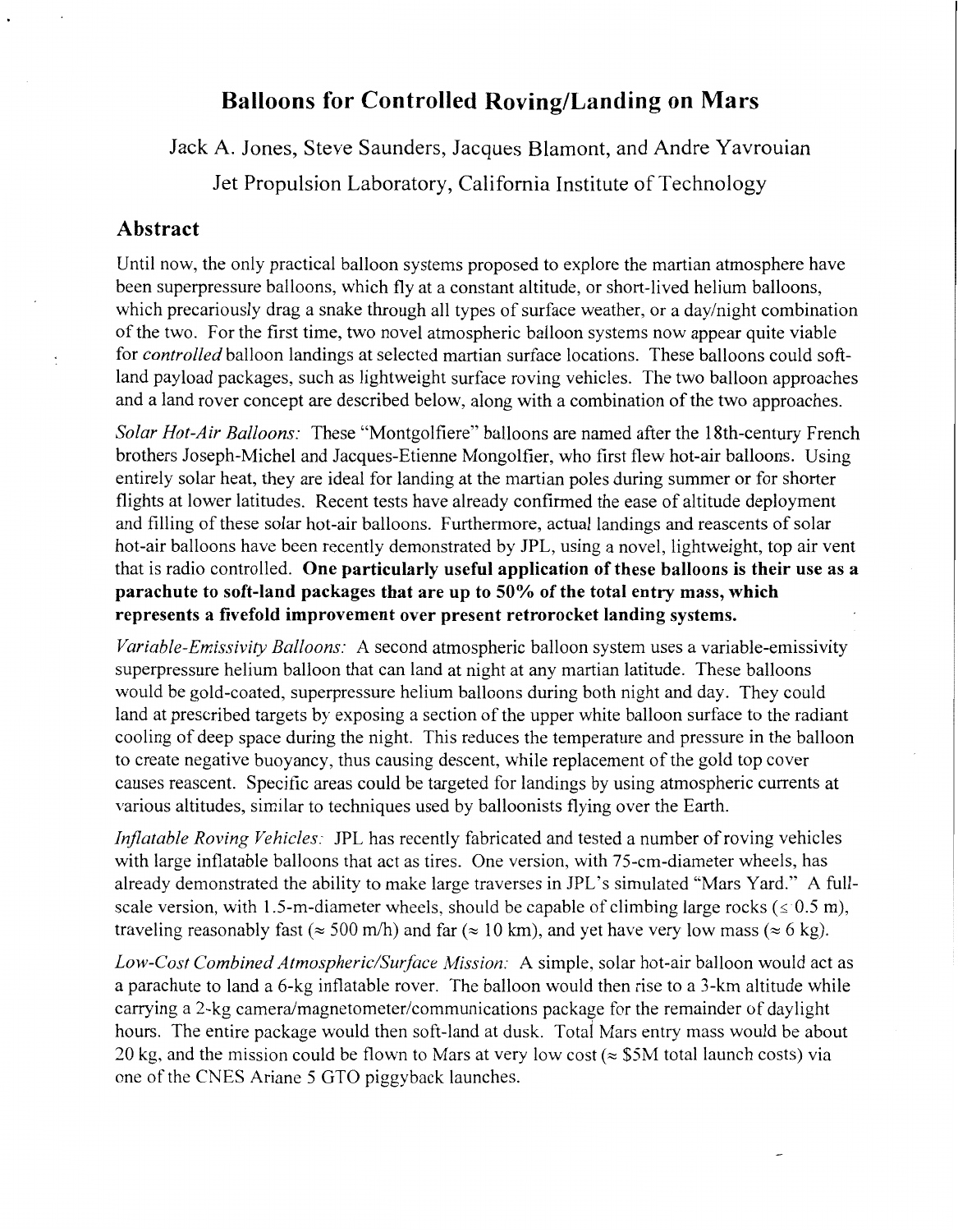# Balloons for Controlled Roving/Landing on Mars

Jack A. Jones, Steve Saunders, Jacques Blamont, and Andre Yavrouian

Jet Propulsion Laboratory, California Institute of Technology

## Abstract

Until now, the only practical balloon systems proposed to explore the martian atmosphere have been superpressure balloons, which fly at a constant altitude, or short-lived helium balloons, which precariously drag a snake through all types of surface weather, or a day/night combination of the two. For the first time, two novel atmospheric balloon systems now appear quite viable for *controlled* balloon landings at selected martian surface locations. These balloons could soft-land payload packages, such as lightweight surface roving vehicles. The two balloon approaches and a land rover concept are described below, along with a combination of the two approaches.

*Solar Hot-Air Balloons:* These "Montgolfiere" balloons are named after the 18th-century French brothers Joseph-Michel and Jacques-Etienne Mongolfier, who first flew hot-air balloons. Using entirely solar heat, they are ideal for landing at the martian poles during summer or for shorter flights at lower latitudes. Recent tests have already confirmed the ease of altitude deployment and filling of these solar hot-air balloons. Furthermore, actual landings and reascents of solar hot-air balloons have been recently demonstrated by JPL, using a novel, lightweight, top air vent that is radio controlled. **One particularly useful application of these balloons is their use as a parachute to soft-land packages that are up to 50% of the total entry mass, which represents a fivefold improvement over present retrorocket landing systems.**

*Variable-Emissivity Balloons:* A second atmospheric balloon system uses a variable-emissivity superpressure helium balloon that can land at night at any martian latitude. These balloons would be gold-coated, superpressure helium balloons during both night and day. They could land at prescribed targets by exposing a section of the upper white balloon surface to the radiant cooling of deep space during the night. This reduces the temperature and pressure in the balloon to create negative buoyancy, thus causing descent, while replacement of the gold top cover causes reascent. Specific areas could be targeted for landings by using atmospheric currents at various altitudes, similar to techniques used by balloonists flying over the Earth.

*Inflatable Roving Vehicles:* JPL has recently fabricated and tested a number of roving vehicles with large inflatable balloons that act as tires. One version, with 75-cm-diameter wheels, has already demonstrated the ability to make large traverses in JPL's simulated "Mars Yard." A full-scale version, with 1.5-m-diameter wheels, should be capable of climbing large rocks ($\leq$ 0.5 m), traveling reasonably fast ($\approx$ 500 m/h) and far ($\approx$ 10 km), and yet have very low mass ($\approx$ 6 kg).

*Low-Cost Combined Atmospheric/Surface Mission:* A simple, solar hot-air balloon would act as a parachute to land a 6-kg inflatable rover. The balloon would then rise to a 3-km altitude while carrying a 2-kg camera/magnetometer/communications package for the remainder of daylight hours. The entire package would then soft-land at dusk. Total Mars entry mass would be about 20 kg, and the mission could be flown to Mars at very low cost ($\approx$ \$5M total launch costs) via one of the CNES Ariane 5 GTO piggyback launches.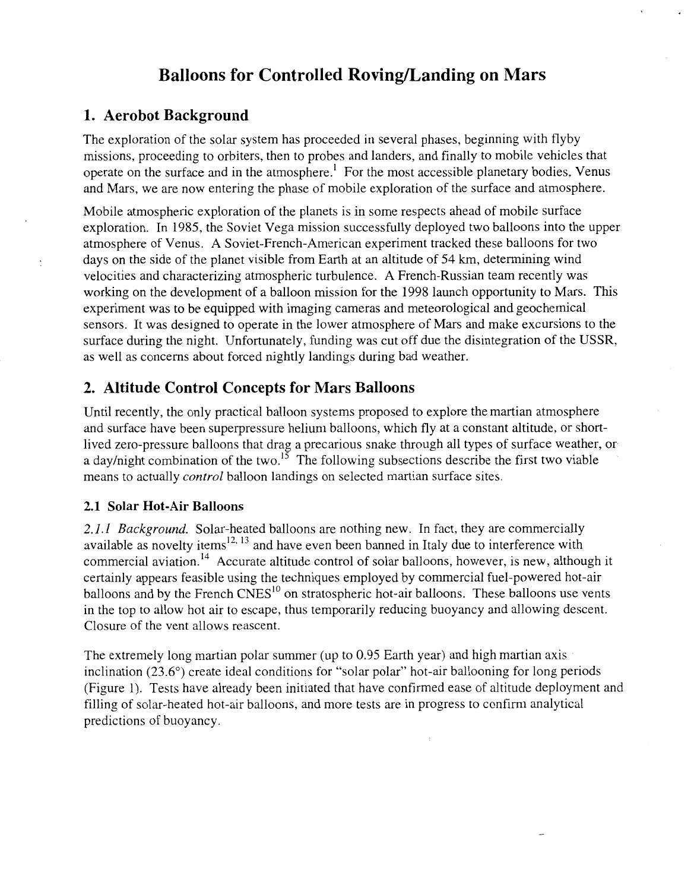# Balloons for Controlled Roving/Landing on Mars

## 1. Aerobot Background

The exploration of the solar system has proceeded in several phases, beginning with flyby missions, proceeding to orbiters, then to probes and landers, and finally to mobile vehicles that operate on the surface and in the atmosphere.[1] For the most accessible planetary bodies, Venus and Mars, we are now entering the phase of mobile exploration of the surface and atmosphere.

Mobile atmospheric exploration of the planets is in some respects ahead of mobile surface exploration. In 1985, the Soviet Vega mission successfully deployed two balloons into the upper atmosphere of Venus. A Soviet-French-American experiment tracked these balloons for two days on the side of the planet visible from Earth at an altitude of 54 km, determining wind velocities and characterizing atmospheric turbulence. A French-Russian team recently was working on the development of a balloon mission for the 1998 launch opportunity to Mars. This experiment was to be equipped with imaging cameras and meteorological and geochemical sensors. It was designed to operate in the lower atmosphere of Mars and make excursions to the surface during the night. Unfortunately, funding was cut off due the disintegration of the USSR, as well as concerns about forced nightly landings during bad weather.

## 2. Altitude Control Concepts for Mars Balloons

Until recently, the only practical balloon systems proposed to explore the martian atmosphere and surface have been superpressure helium balloons, which fly at a constant altitude, or short-lived zero-pressure balloons that drag a precarious snake through all types of surface weather, or a day/night combination of the two.[15] The following subsections describe the first two viable means to actually *control* balloon landings on selected martian surface sites.

### 2.1 Solar Hot-Air Balloons

*2.1.1 Background.* Solar-heated balloons are nothing new. In fact, they are commercially available as novelty items[12, 13] and have even been banned in Italy due to interference with commercial aviation.[14] Accurate altitude control of solar balloons, however, is new, although it certainly appears feasible using the techniques employed by commercial fuel-powered hot-air balloons and by the French CNES[10] on stratospheric hot-air balloons. These balloons use vents in the top to allow hot air to escape, thus temporarily reducing buoyancy and allowing descent. Closure of the vent allows reascent.

The extremely long martian polar summer (up to 0.95 Earth year) and high martian axis inclination (23.6°) create ideal conditions for "solar polar" hot-air ballooning for long periods (Figure 1). Tests have already been initiated that have confirmed ease of altitude deployment and filling of solar-heated hot-air balloons, and more tests are in progress to confirm analytical predictions of buoyancy.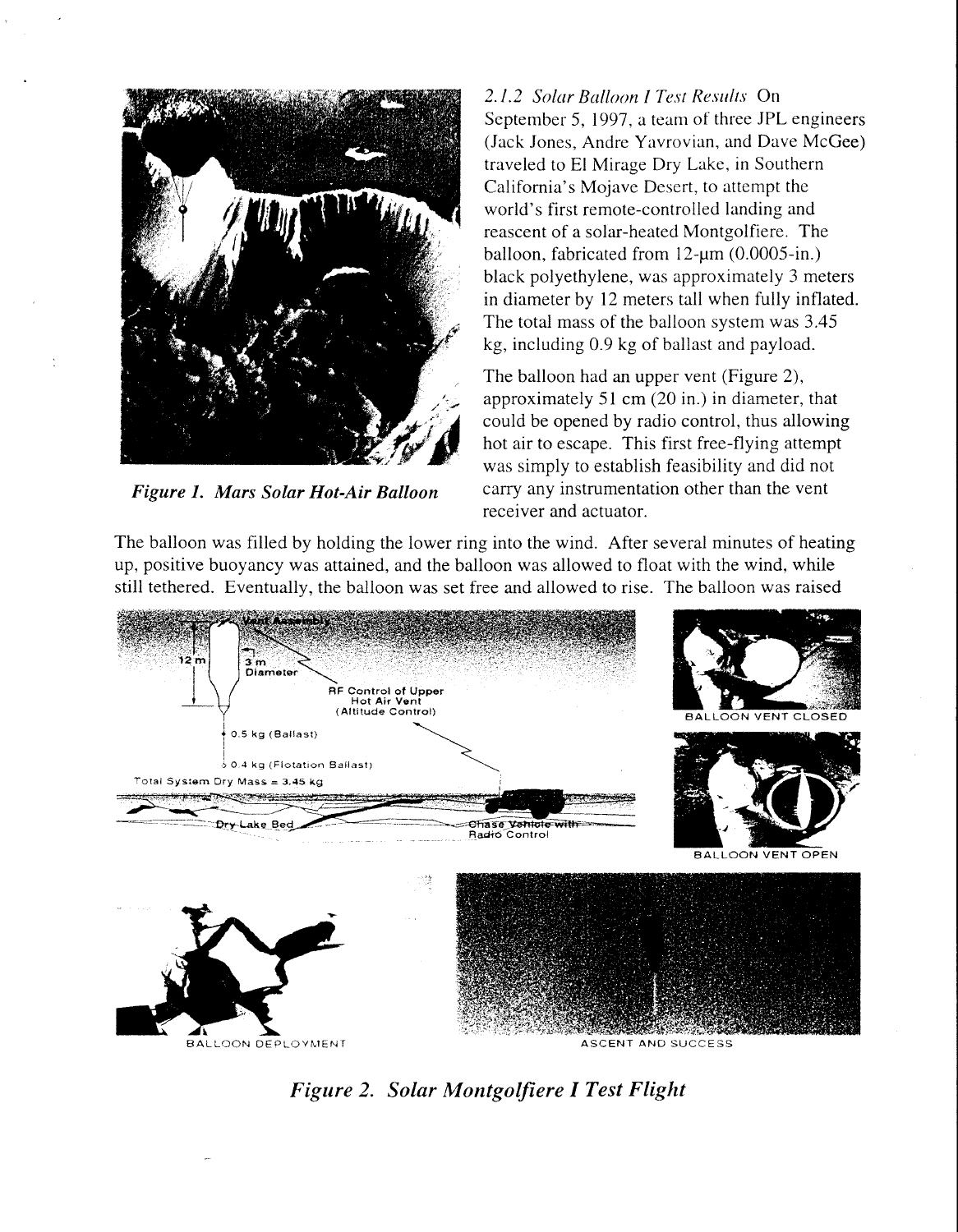*Figure 1. Mars Solar Hot-Air Balloon*

*2.1.2 Solar Balloon I Test Results* On September 5, 1997, a team of three JPL engineers (Jack Jones, Andre Yavrovian, and Dave McGee) traveled to El Mirage Dry Lake, in Southern California's Mojave Desert, to attempt the world's first remote-controlled landing and reascent of a solar-heated Montgolfiere. The balloon, fabricated from 12-μm (0.0005-in.) black polyethylene, was approximately 3 meters in diameter by 12 meters tall when fully inflated. The total mass of the balloon system was 3.45 kg, including 0.9 kg of ballast and payload.

The balloon had an upper vent (Figure 2), approximately 51 cm (20 in.) in diameter, that could be opened by radio control, thus allowing hot air to escape. This first free-flying attempt was simply to establish feasibility and did not carry any instrumentation other than the vent receiver and actuator.

The balloon was filled by holding the lower ring into the wind. After several minutes of heating up, positive buoyancy was attained, and the balloon was allowed to float with the wind, while still tethered. Eventually, the balloon was set free and allowed to rise. The balloon was raised

Vent Assembly
12 m
3 m Diameter
RF Control of Upper Hot Air Vent (Altitude Control)
0.5 kg (Ballast)
0.4 kg (Flotation Ballast)
Total System Dry Mass = 3.45 kg
Dry Lake Bed
Chase Vehicle with Radio Control
BALLOON VENT CLOSED
BALLOON VENT OPEN
BALLOON DEPLOYMENT
ASCENT AND SUCCESS

*Figure 2. Solar Montgolfiere I Test Flight*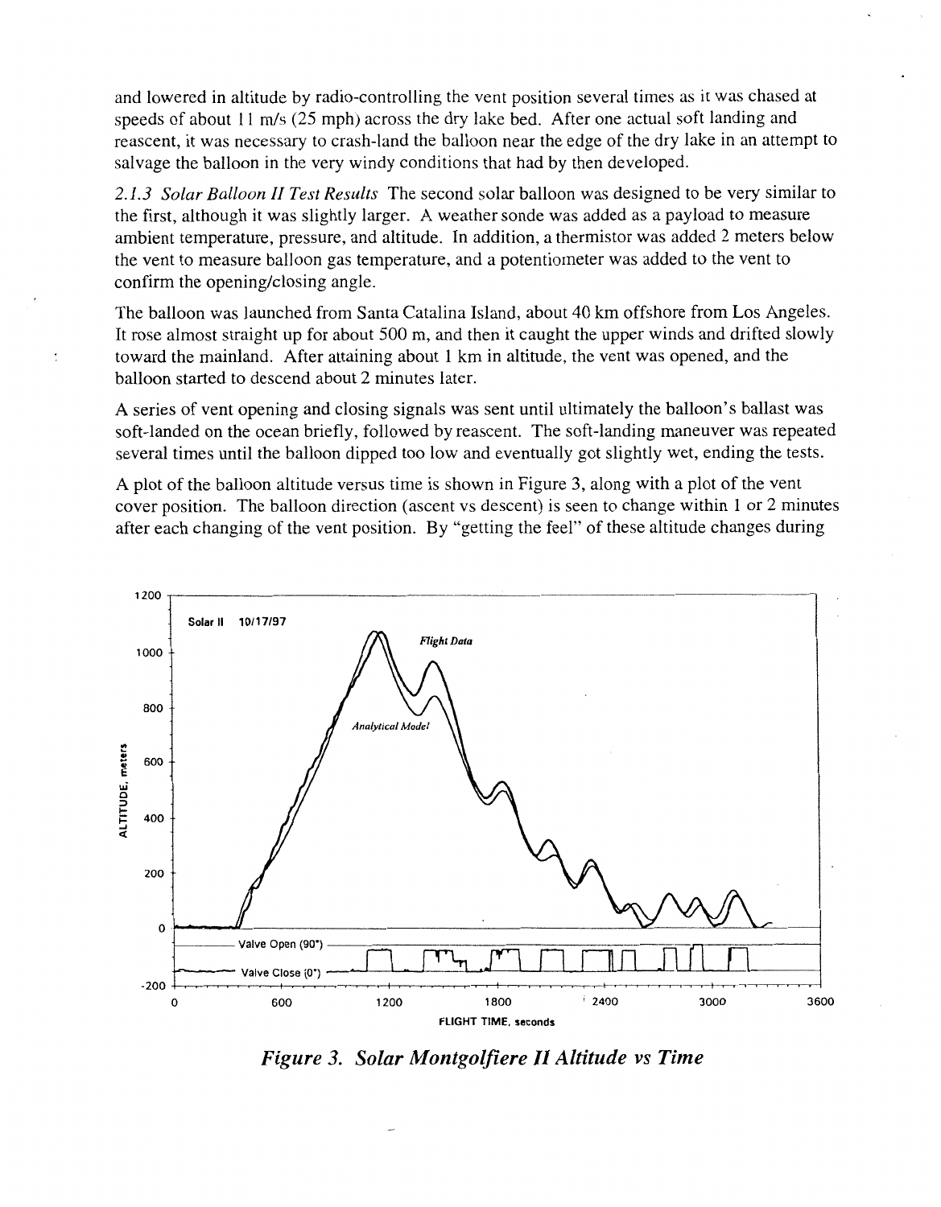and lowered in altitude by radio-controlling the vent position several times as it was chased at speeds of about 11 m/s (25 mph) across the dry lake bed. After one actual soft landing and reascent, it was necessary to crash-land the balloon near the edge of the dry lake in an attempt to salvage the balloon in the very windy conditions that had by then developed.

*2.1.3 Solar Balloon II Test Results* The second solar balloon was designed to be very similar to the first, although it was slightly larger. A weather sonde was added as a payload to measure ambient temperature, pressure, and altitude. In addition, a thermistor was added 2 meters below the vent to measure balloon gas temperature, and a potentiometer was added to the vent to confirm the opening/closing angle.

The balloon was launched from Santa Catalina Island, about 40 km offshore from Los Angeles. It rose almost straight up for about 500 m, and then it caught the upper winds and drifted slowly toward the mainland. After attaining about 1 km in altitude, the vent was opened, and the balloon started to descend about 2 minutes later.

A series of vent opening and closing signals was sent until ultimately the balloon's ballast was soft-landed on the ocean briefly, followed by reascent. The soft-landing maneuver was repeated several times until the balloon dipped too low and eventually got slightly wet, ending the tests.

A plot of the balloon altitude versus time is shown in Figure 3, along with a plot of the vent cover position. The balloon direction (ascent vs descent) is seen to change within 1 or 2 minutes after each changing of the vent position. By "getting the feel" of these altitude changes during

***Figure 3. Solar Montgolfiere II Altitude vs Time***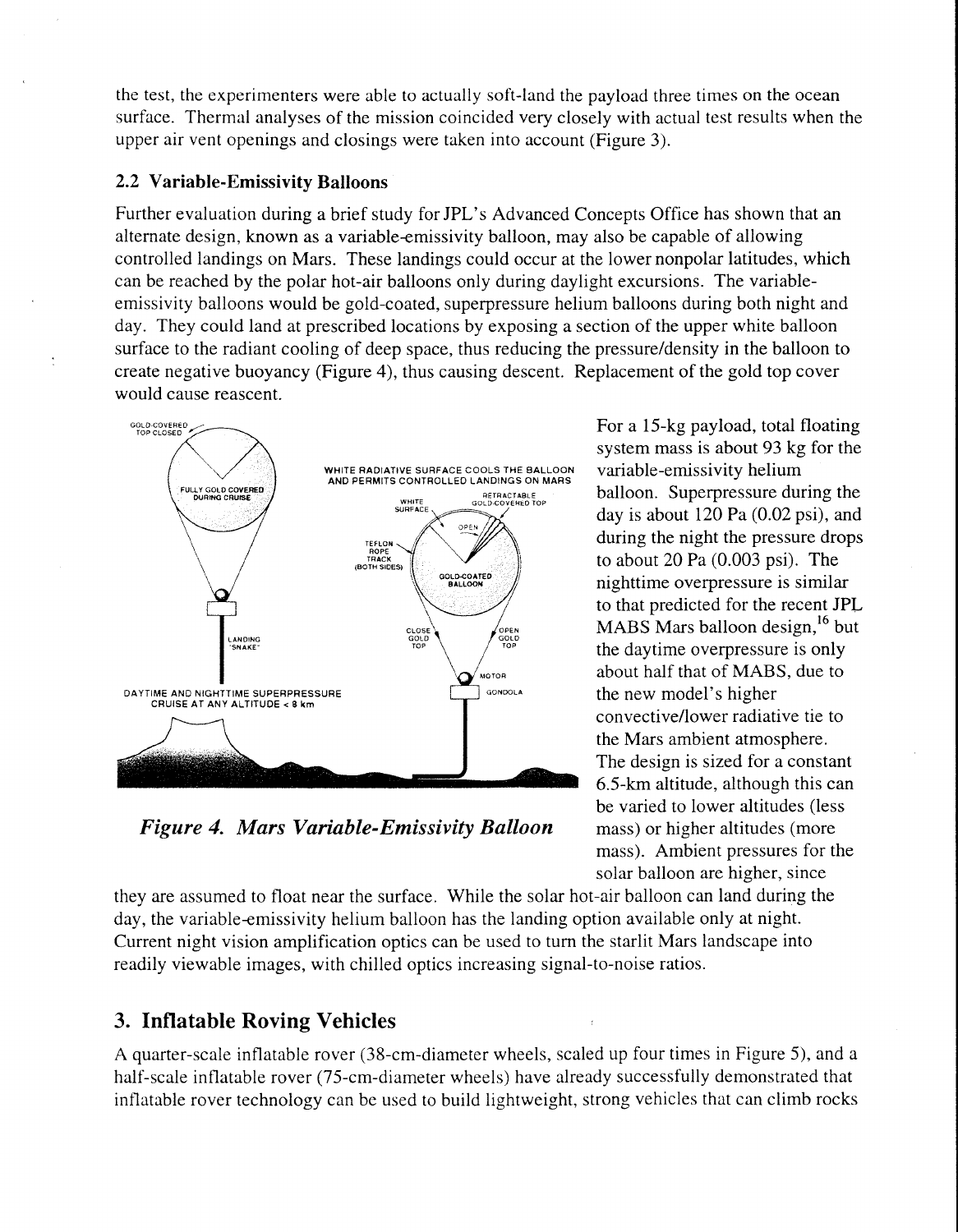the test, the experimenters were able to actually soft-land the payload three times on the ocean surface. Thermal analyses of the mission coincided very closely with actual test results when the upper air vent openings and closings were taken into account (Figure 3).

### 2.2 Variable-Emissivity Balloons

Further evaluation during a brief study for JPL's Advanced Concepts Office has shown that an alternate design, known as a variable-emissivity balloon, may also be capable of allowing controlled landings on Mars. These landings could occur at the lower nonpolar latitudes, which can be reached by the polar hot-air balloons only during daylight excursions. The variable-emissivity balloons would be gold-coated, superpressure helium balloons during both night and day. They could land at prescribed locations by exposing a section of the upper white balloon surface to the radiant cooling of deep space, thus reducing the pressure/density in the balloon to create negative buoyancy (Figure 4), thus causing descent. Replacement of the gold top cover would cause reascent.

*Figure 4. Mars Variable-Emissivity Balloon*

For a 15-kg payload, total floating system mass is about 93 kg for the variable-emissivity helium balloon. Superpressure during the day is about 120 Pa (0.02 psi), and during the night the pressure drops to about 20 Pa (0.003 psi). The nighttime overpressure is similar to that predicted for the recent JPL MABS Mars balloon design,[16] but the daytime overpressure is only about half that of MABS, due to the new model's higher convective/lower radiative tie to the Mars ambient atmosphere. The design is sized for a constant 6.5-km altitude, although this can be varied to lower altitudes (less mass) or higher altitudes (more mass). Ambient pressures for the solar balloon are higher, since they are assumed to float near the surface. While the solar hot-air balloon can land during the day, the variable-emissivity helium balloon has the landing option available only at night. Current night vision amplification optics can be used to turn the starlit Mars landscape into readily viewable images, with chilled optics increasing signal-to-noise ratios.

## 3. Inflatable Roving Vehicles

A quarter-scale inflatable rover (38-cm-diameter wheels, scaled up four times in Figure 5), and a half-scale inflatable rover (75-cm-diameter wheels) have already successfully demonstrated that inflatable rover technology can be used to build lightweight, strong vehicles that can climb rocks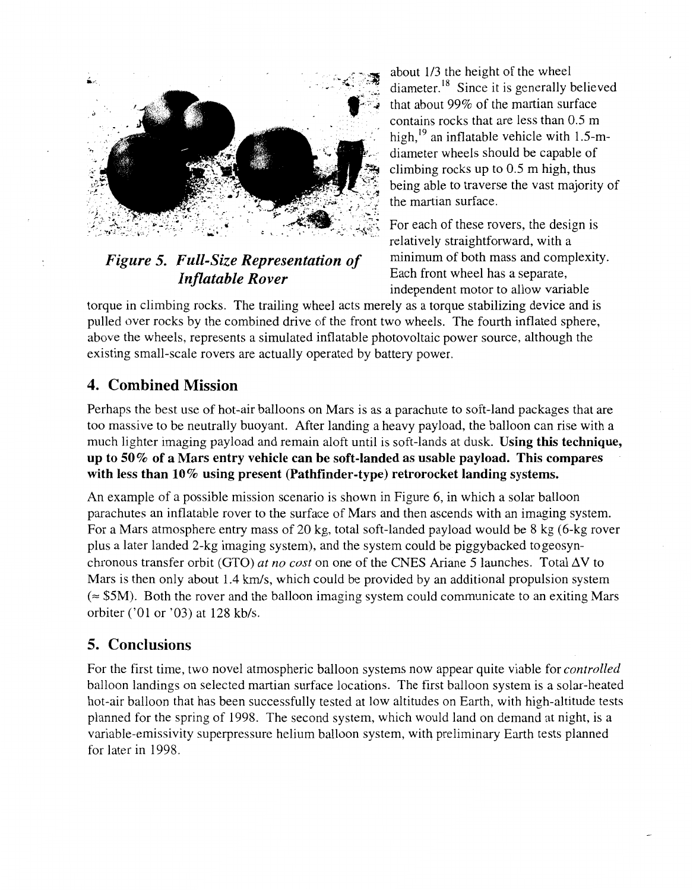about 1/3 the height of the wheel diameter.[18] Since it is generally believed that about 99% of the martian surface contains rocks that are less than 0.5 m high,[19] an inflatable vehicle with 1.5-m-diameter wheels should be capable of climbing rocks up to 0.5 m high, thus being able to traverse the vast majority of the martian surface.

***Figure 5. Full-Size Representation of Inflatable Rover***

For each of these rovers, the design is relatively straightforward, with a minimum of both mass and complexity. Each front wheel has a separate, independent motor to allow variable torque in climbing rocks. The trailing wheel acts merely as a torque stabilizing device and is pulled over rocks by the combined drive of the front two wheels. The fourth inflated sphere, above the wheels, represents a simulated inflatable photovoltaic power source, although the existing small-scale rovers are actually operated by battery power.

## 4. Combined Mission

Perhaps the best use of hot-air balloons on Mars is as a parachute to soft-land packages that are too massive to be neutrally buoyant. After landing a heavy payload, the balloon can rise with a much lighter imaging payload and remain aloft until is soft-lands at dusk. **Using this technique, up to 50% of a Mars entry vehicle can be soft-landed as usable payload. This compares with less than 10% using present (Pathfinder-type) retrorocket landing systems.**

An example of a possible mission scenario is shown in Figure 6, in which a solar balloon parachutes an inflatable rover to the surface of Mars and then ascends with an imaging system. For a Mars atmosphere entry mass of 20 kg, total soft-landed payload would be 8 kg (6-kg rover plus a later landed 2-kg imaging system), and the system could be piggybacked togeosyn-chronous transfer orbit (GTO) *at no cost* on one of the CNES Ariane 5 launches. Total $\Delta V$ to Mars is then only about 1.4 km/s, which could be provided by an additional propulsion system ($\approx$ \$5M). Both the rover and the balloon imaging system could communicate to an exiting Mars orbiter ('01 or '03) at 128 kb/s.

## 5. Conclusions

For the first time, two novel atmospheric balloon systems now appear quite viable for *controlled* balloon landings on selected martian surface locations. The first balloon system is a solar-heated hot-air balloon that has been successfully tested at low altitudes on Earth, with high-altitude tests planned for the spring of 1998. The second system, which would land on demand at night, is a variable-emissivity superpressure helium balloon system, with preliminary Earth tests planned for later in 1998.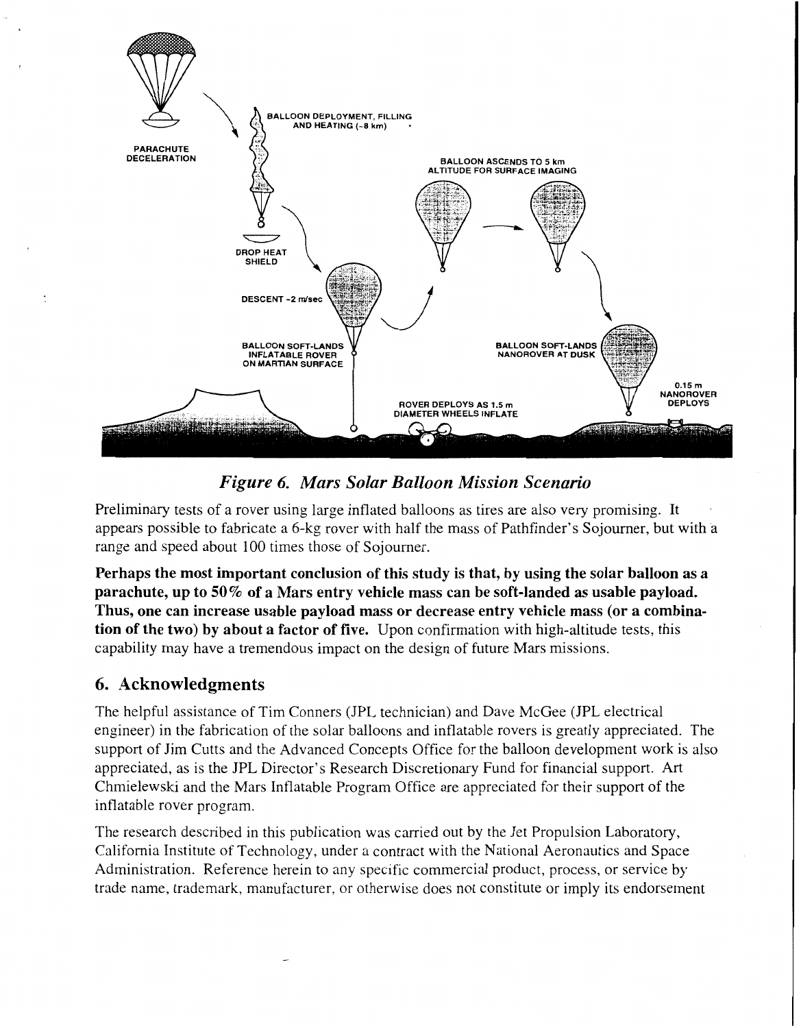PARACHUTE DECELERATION

BALLOON DEPLOYMENT, FILLING AND HEATING (~8 km)

DROP HEAT SHIELD

DESCENT ~2 m/sec

BALLOON SOFT-LANDS INFLATABLE ROVER ON MARTIAN SURFACE

BALLOON ASCENDS TO 5 km ALTITUDE FOR SURFACE IMAGING

BALLOON SOFT-LANDS NANOROVER AT DUSK

ROVER DEPLOYS AS 1.5 m DIAMETER WHEELS INFLATE

0.15 m NANOROVER DEPLOYS

*Figure 6. Mars Solar Balloon Mission Scenario*

Preliminary tests of a rover using large inflated balloons as tires are also very promising. It appears possible to fabricate a 6-kg rover with half the mass of Pathfinder's Sojourner, but with a range and speed about 100 times those of Sojourner.

**Perhaps the most important conclusion of this study is that, by using the solar balloon as a parachute, up to 50% of a Mars entry vehicle mass can be soft-landed as usable payload. Thus, one can increase usable payload mass or decrease entry vehicle mass (or a combination of the two) by about a factor of five.** Upon confirmation with high-altitude tests, this capability may have a tremendous impact on the design of future Mars missions.

## 6. Acknowledgments

The helpful assistance of Tim Conners (JPL technician) and Dave McGee (JPL electrical engineer) in the fabrication of the solar balloons and inflatable rovers is greatly appreciated. The support of Jim Cutts and the Advanced Concepts Office for the balloon development work is also appreciated, as is the JPL Director's Research Discretionary Fund for financial support. Art Chmielewski and the Mars Inflatable Program Office are appreciated for their support of the inflatable rover program.

The research described in this publication was carried out by the Jet Propulsion Laboratory, California Institute of Technology, under a contract with the National Aeronautics and Space Administration. Reference herein to any specific commercial product, process, or service by trade name, trademark, manufacturer, or otherwise does not constitute or imply its endorsement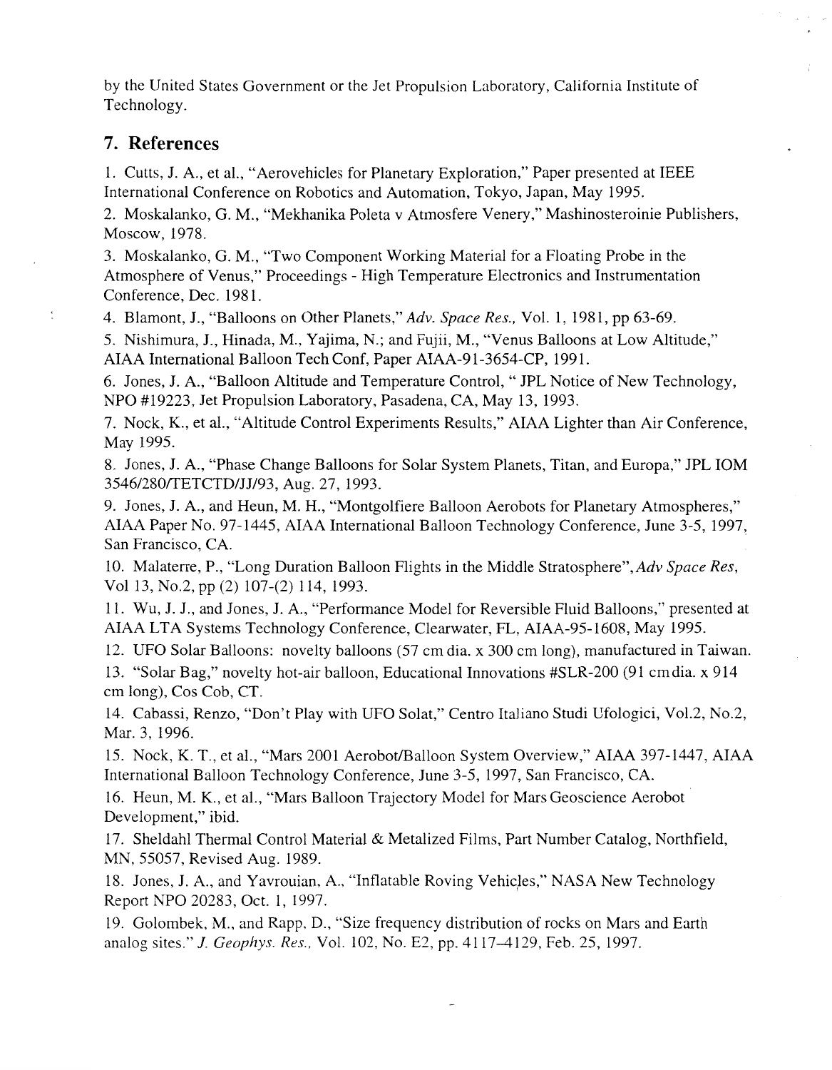by the United States Government or the Jet Propulsion Laboratory, California Institute of Technology.

## 7. References

1. Cutts, J. A., et al., "Aerovehicles for Planetary Exploration," Paper presented at IEEE International Conference on Robotics and Automation, Tokyo, Japan, May 1995.
2. Moskalanko, G. M., "Mekhanika Poleta v Atmosfere Venery," Mashinosteroinie Publishers, Moscow, 1978.
3. Moskalanko, G. M., "Two Component Working Material for a Floating Probe in the Atmosphere of Venus," Proceedings - High Temperature Electronics and Instrumentation Conference, Dec. 1981.
4. Blamont, J., "Balloons on Other Planets," *Adv. Space Res.,* Vol. 1, 1981, pp 63-69.
5. Nishimura, J., Hinada, M., Yajima, N.; and Fujii, M., "Venus Balloons at Low Altitude," AIAA International Balloon Tech Conf, Paper AIAA-91-3654-CP, 1991.
6. Jones, J. A., "Balloon Altitude and Temperature Control, " JPL Notice of New Technology, NPO #19223, Jet Propulsion Laboratory, Pasadena, CA, May 13, 1993.
7. Nock, K., et al., "Altitude Control Experiments Results," AIAA Lighter than Air Conference, May 1995.
8. Jones, J. A., "Phase Change Balloons for Solar System Planets, Titan, and Europa," JPL IOM 3546/280/TETCTD/JJ/93, Aug. 27, 1993.
9. Jones, J. A., and Heun, M. H., "Montgolfiere Balloon Aerobots for Planetary Atmospheres," AIAA Paper No. 97-1445, AIAA International Balloon Technology Conference, June 3-5, 1997, San Francisco, CA.
10. Malaterre, P., "Long Duration Balloon Flights in the Middle Stratosphere", *Adv Space Res*, Vol 13, No.2, pp (2) 107-(2) 114, 1993.
11. Wu, J. J., and Jones, J. A., "Performance Model for Reversible Fluid Balloons," presented at AIAA LTA Systems Technology Conference, Clearwater, FL, AIAA-95-1608, May 1995.
12. UFO Solar Balloons: novelty balloons (57 cm dia. x 300 cm long), manufactured in Taiwan.
13. "Solar Bag," novelty hot-air balloon, Educational Innovations #SLR-200 (91 cm dia. x 914 cm long), Cos Cob, CT.
14. Cabassi, Renzo, "Don't Play with UFO Solat," Centro Italiano Studi Ufologici, Vol.2, No.2, Mar. 3, 1996.
15. Nock, K. T., et al., "Mars 2001 Aerobot/Balloon System Overview," AIAA 397-1447, AIAA International Balloon Technology Conference, June 3-5, 1997, San Francisco, CA.
16. Heun, M. K., et al., "Mars Balloon Trajectory Model for Mars Geoscience Aerobot Development," ibid.
17. Sheldahl Thermal Control Material & Metalized Films, Part Number Catalog, Northfield, MN, 55057, Revised Aug. 1989.
18. Jones, J. A., and Yavrouian, A., "Inflatable Roving Vehicles," NASA New Technology Report NPO 20283, Oct. 1, 1997.
19. Golombek, M., and Rapp, D., "Size frequency distribution of rocks on Mars and Earth analog sites." *J. Geophys. Res.,* Vol. 102, No. E2, pp. 4117–4129, Feb. 25, 1997.